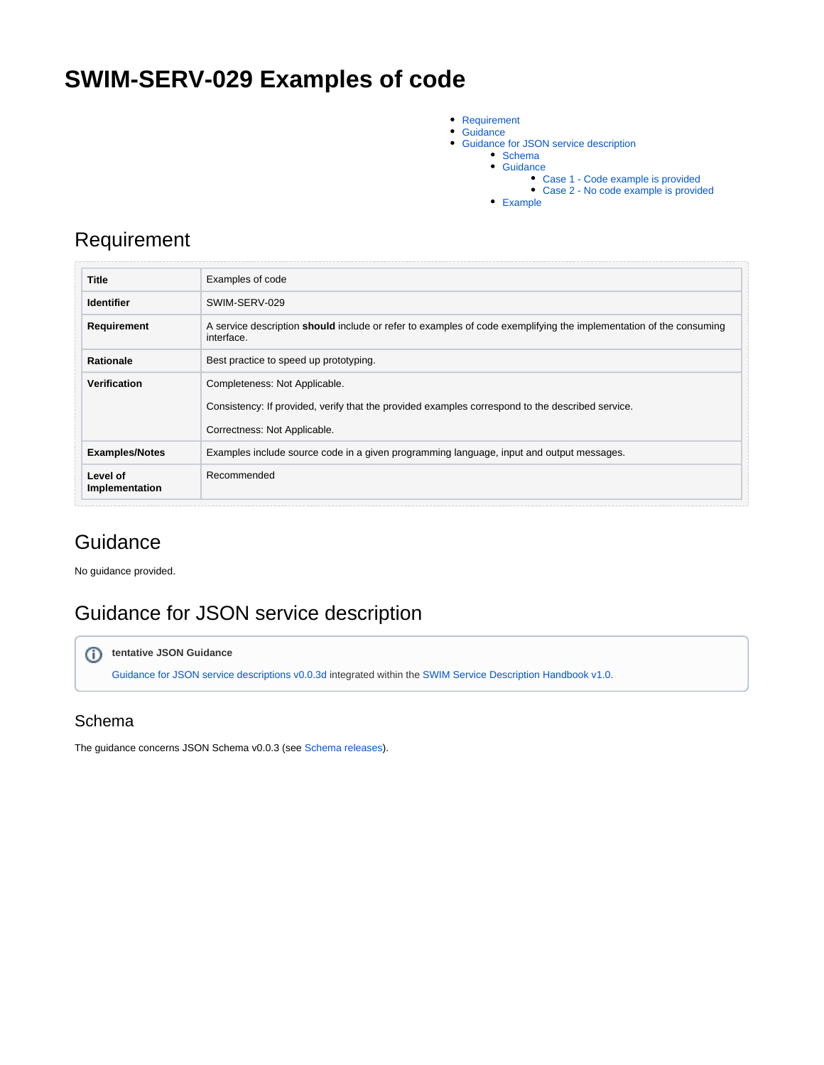# SWIM-SERV-029 Examples of code

- Requirement
- Guidance
- Guidance for JSON service description
  - Schema
  - Guidance
    - Case 1 - Code example is provided
    - Case 2 - No code example is provided
  - Example

## Requirement

| | |
|---|---|
| **Title** | Examples of code |
| **Identifier** | SWIM-SERV-029 |
| **Requirement** | A service description **should** include or refer to examples of code exemplifying the implementation of the consuming interface. |
| **Rationale** | Best practice to speed up prototyping. |
| **Verification** | Completeness: Not Applicable.<br><br>Consistency: If provided, verify that the provided examples correspond to the described service.<br><br>Correctness: Not Applicable. |
| **Examples/Notes** | Examples include source code in a given programming language, input and output messages. |
| **Level of Implementation** | Recommended |

## Guidance

No guidance provided.

## Guidance for JSON service description

**tentative JSON Guidance**

Guidance for JSON service descriptions v0.0.3d integrated within the SWIM Service Description Handbook v1.0.

### Schema

The guidance concerns JSON Schema v0.0.3 (see Schema releases).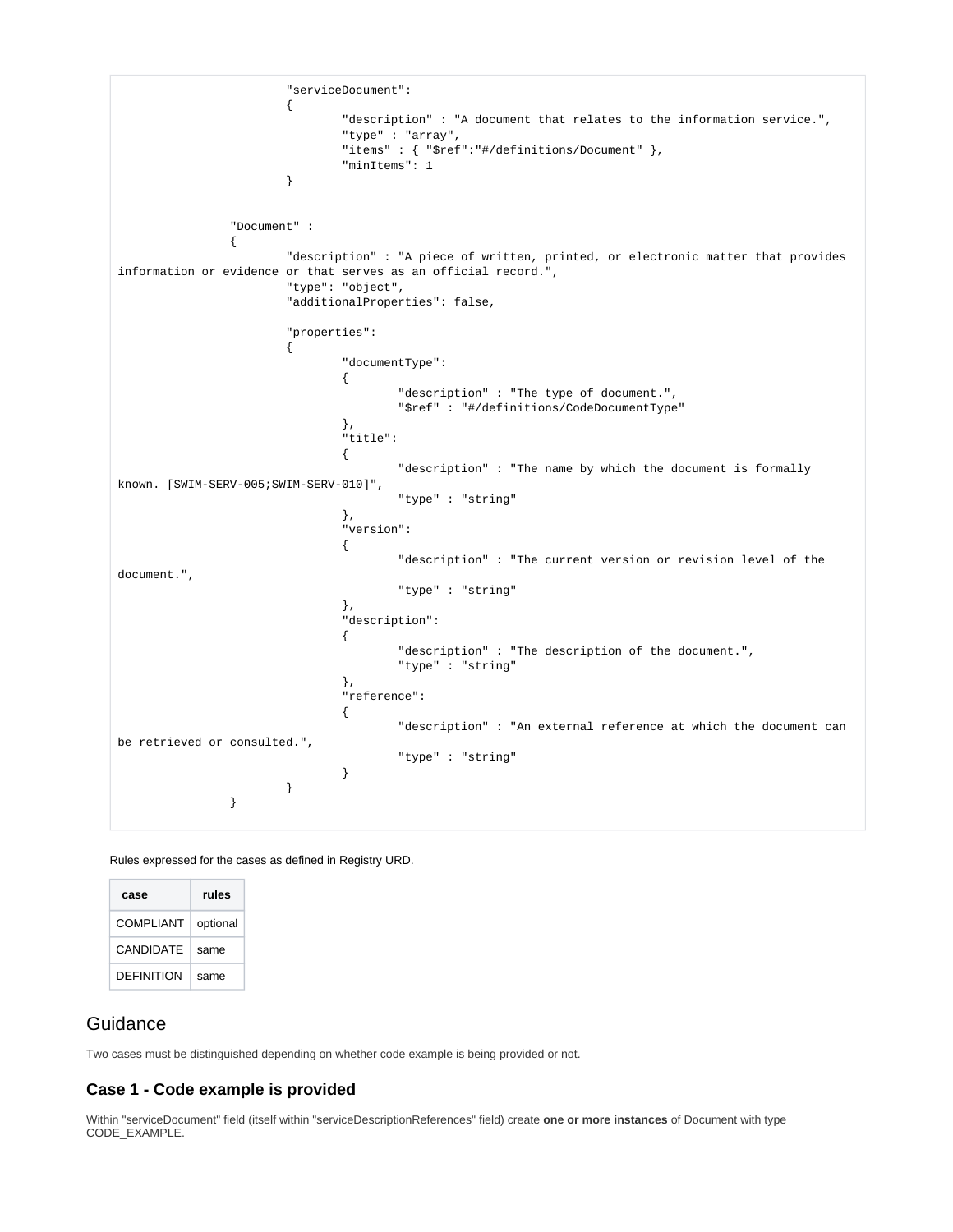```
                        "serviceDocument":
                        {
                                "description" : "A document that relates to the information service.",
                                "type" : "array",
                                "items" : { "$ref":"#/definitions/Document" },
                                "minItems": 1
                        }


                "Document" :
                {
                        "description" : "A piece of written, printed, or electronic matter that provides
information or evidence or that serves as an official record.",
                        "type": "object",
                        "additionalProperties": false,

                        "properties":
                        {
                                "documentType":
                                {
                                        "description" : "The type of document.",
                                        "$ref" : "#/definitions/CodeDocumentType"
                                },
                                "title":
                                {
                                        "description" : "The name by which the document is formally
known. [SWIM-SERV-005;SWIM-SERV-010]",
                                        "type" : "string"
                                },
                                "version":
                                {
                                        "description" : "The current version or revision level of the
document.",
                                        "type" : "string"
                                },
                                "description":
                                {
                                        "description" : "The description of the document.",
                                        "type" : "string"
                                },
                                "reference":
                                {
                                        "description" : "An external reference at which the document can
be retrieved or consulted.",
                                        "type" : "string"
                                }
                        }
                }
```

Rules expressed for the cases as defined in Registry URD.

| case | rules |
| --- | --- |
| COMPLIANT | optional |
| CANDIDATE | same |
| DEFINITION | same |

## Guidance

Two cases must be distinguished depending on whether code example is being provided or not.

### Case 1 - Code example is provided

Within "serviceDocument" field (itself within "serviceDescriptionReferences" field) create **one or more instances** of Document with type CODE_EXAMPLE.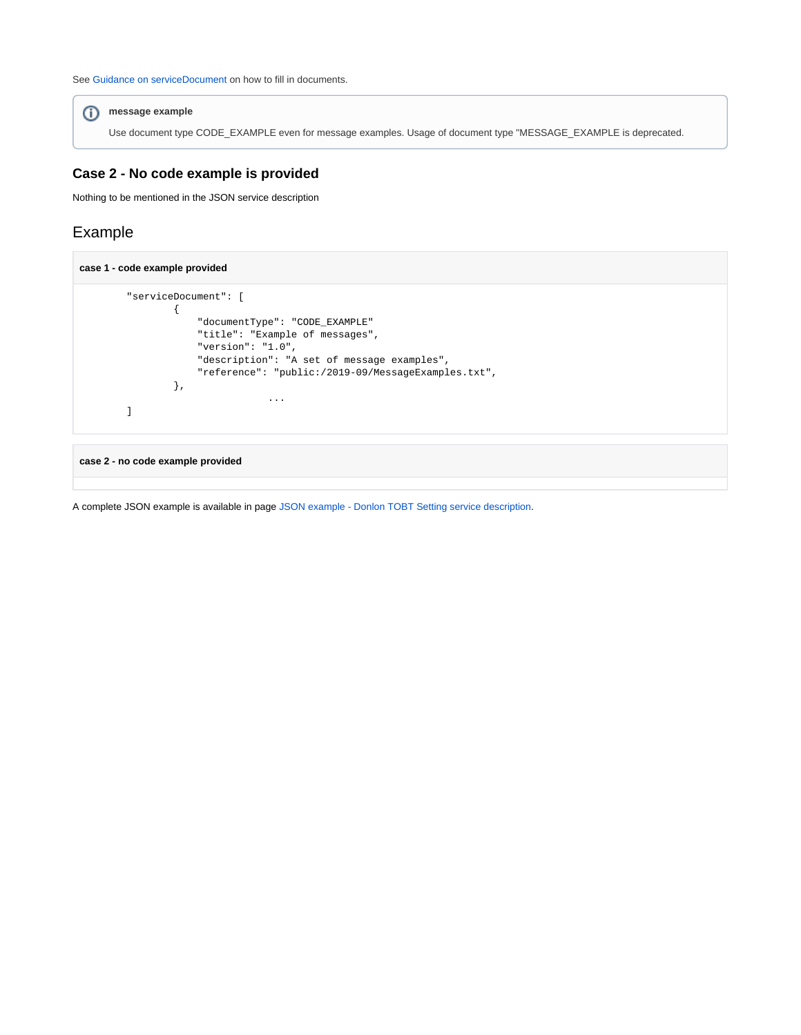See Guidance on serviceDocument on how to fill in documents.

> **message example**
>
> Use document type CODE_EXAMPLE even for message examples. Usage of document type "MESSAGE_EXAMPLE is deprecated.

### Case 2 - No code example is provided

Nothing to be mentioned in the JSON service description

## Example

**case 1 - code example provided**

```
	"serviceDocument": [
		{
		    "documentType": "CODE_EXAMPLE"
		    "title": "Example of messages",
		    "version": "1.0",
		    "description": "A set of message examples",
		    "reference": "public:/2019-09/MessageExamples.txt",
		},
				...
	]
```

**case 2 - no code example provided**

A complete JSON example is available in page JSON example - Donlon TOBT Setting service description.